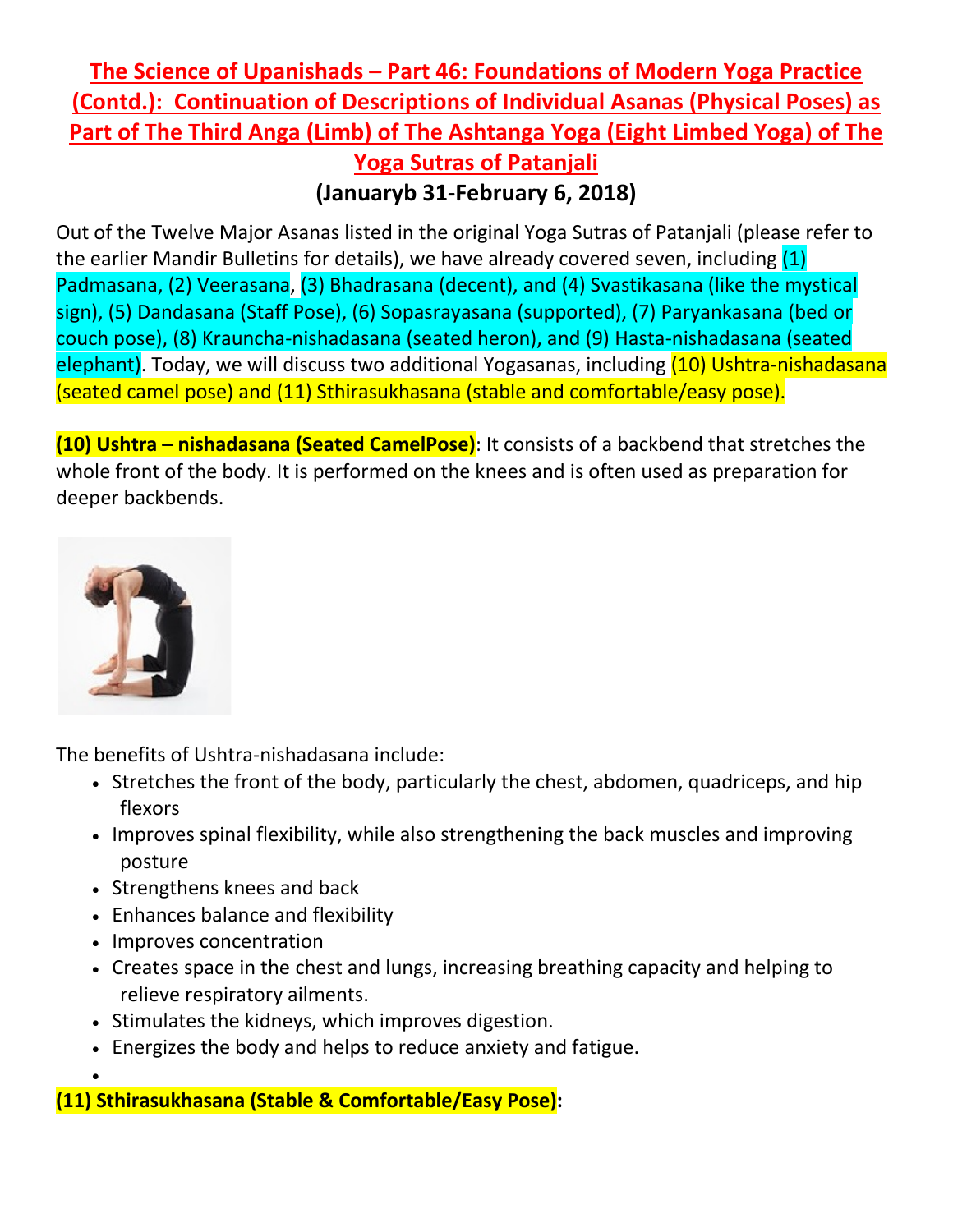# The Science of Upanishads – Part 46: Foundations of Modern Yoga Practice (Contd.): Continuation of Descriptions of Individual Asanas (Physical Poses) as Part of The Third Anga (Limb) of The Ashtanga Yoga (Eight Limbed Yoga) of The Yoga Sutras of Patanjali

**(Januaryb 31-February 6, 2018)**

Out of the Twelve Major Asanas listed in the original Yoga Sutras of Patanjali (please refer to the earlier Mandir Bulletins for details), we have already covered seven, including (1) Padmasana, (2) Veerasana, (3) Bhadrasana (decent), and (4) Svastikasana (like the mystical sign), (5) Dandasana (Staff Pose), (6) Sopasrayasana (supported), (7) Paryankasana (bed or couch pose), (8) Kraunchа-nishadasana (seated heron), and (9) Hasta-nishadasana (seated elephant). Today, we will discuss two additional Yogasanas, including (10) Ushtra-nishadasana (seated camel pose) and (11) Sthirasukhasana (stable and comfortable/easy pose).

**(10) Ushtra – nishadasana (Seated CamelPose)**: It consists of a backbend that stretches the whole front of the body. It is performed on the knees and is often used as preparation for deeper backbends.

The benefits of Ushtra-nishadasana include:

- Stretches the front of the body, particularly the chest, abdomen, quadriceps, and hip flexors
- Improves spinal flexibility, while also strengthening the back muscles and improving posture
- Strengthens knees and back
- Enhances balance and flexibility
- Improves concentration
- Creates space in the chest and lungs, increasing breathing capacity and helping to relieve respiratory ailments.
- Stimulates the kidneys, which improves digestion.
- Energizes the body and helps to reduce anxiety and fatigue.

**(11) Sthirasukhasana (Stable & Comfortable/Easy Pose):**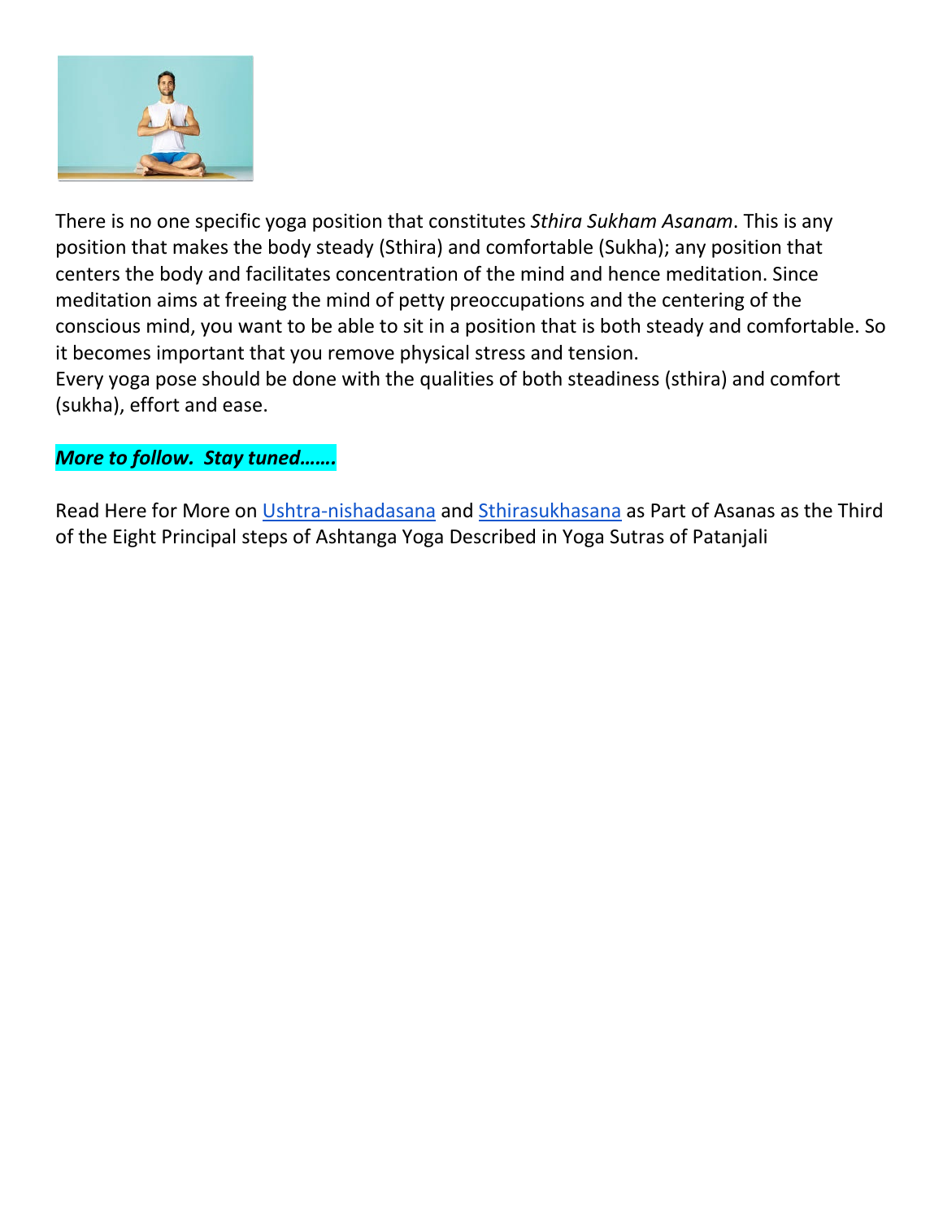There is no one specific yoga position that constitutes *Sthira Sukham Asanam*. This is any position that makes the body steady (Sthira) and comfortable (Sukha); any position that centers the body and facilitates concentration of the mind and hence meditation. Since meditation aims at freeing the mind of petty preoccupations and the centering of the conscious mind, you want to be able to sit in a position that is both steady and comfortable. So it becomes important that you remove physical stress and tension.
Every yoga pose should be done with the qualities of both steadiness (sthira) and comfort (sukha), effort and ease.

***More to follow. Stay tuned…….***

Read Here for More on Ushtra-nishadasana and Sthirasukhasana as Part of Asanas as the Third of the Eight Principal steps of Ashtanga Yoga Described in Yoga Sutras of Patanjali